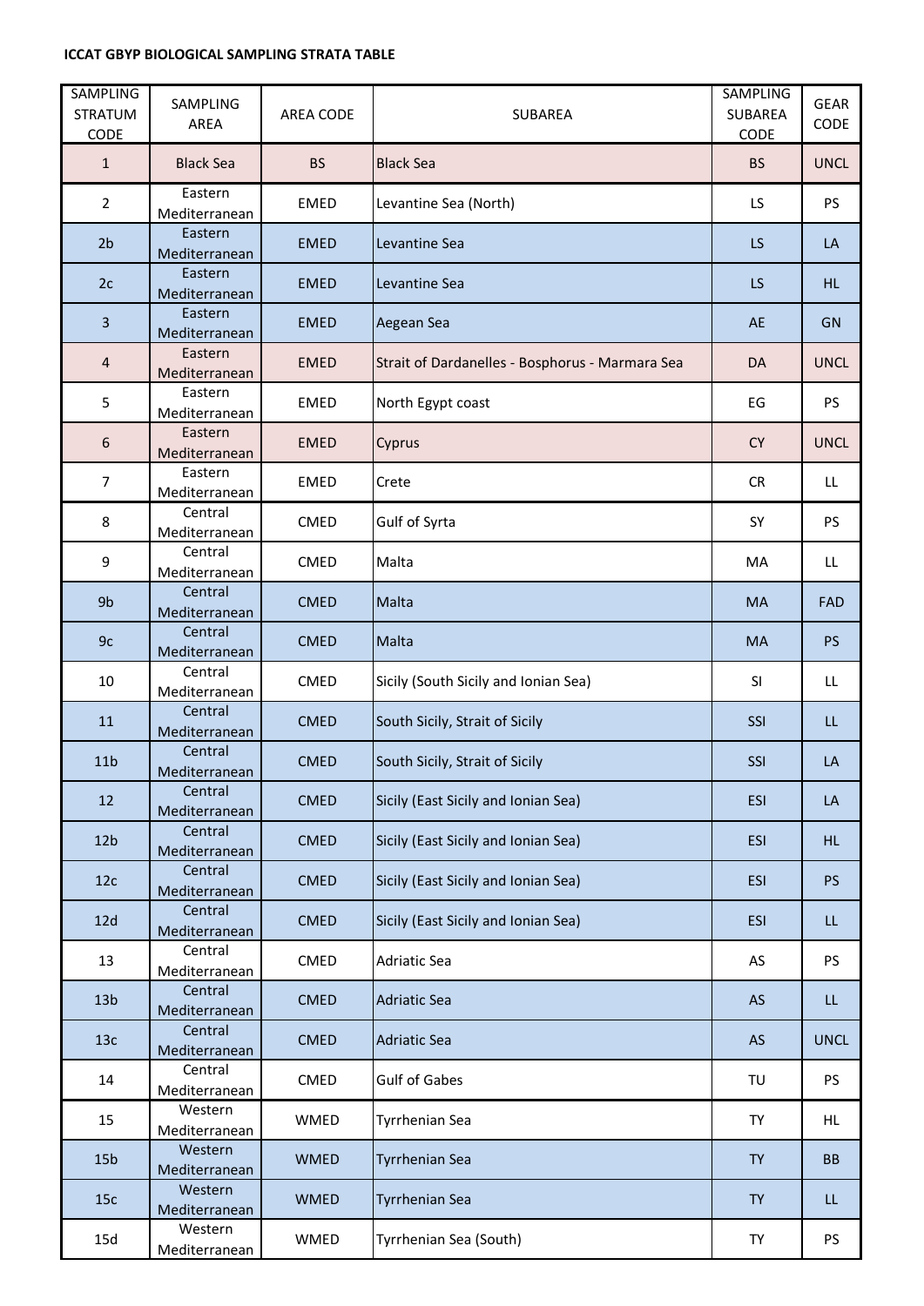**ICCAT GBYP BIOLOGICAL SAMPLING STRATA TABLE**

| SAMPLING STRATUM CODE | SAMPLING AREA | AREA CODE | SUBAREA | SAMPLING SUBAREA CODE | GEAR CODE |
|---|---|---|---|---|---|
| 1 | Black Sea | BS | Black Sea | BS | UNCL |
| 2 | Eastern Mediterranean | EMED | Levantine Sea (North) | LS | PS |
| 2b | Eastern Mediterranean | EMED | Levantine Sea | LS | LA |
| 2c | Eastern Mediterranean | EMED | Levantine Sea | LS | HL |
| 3 | Eastern Mediterranean | EMED | Aegean Sea | AE | GN |
| 4 | Eastern Mediterranean | EMED | Strait of Dardanelles - Bosphorus - Marmara Sea | DA | UNCL |
| 5 | Eastern Mediterranean | EMED | North Egypt coast | EG | PS |
| 6 | Eastern Mediterranean | EMED | Cyprus | CY | UNCL |
| 7 | Eastern Mediterranean | EMED | Crete | CR | LL |
| 8 | Central Mediterranean | CMED | Gulf of Syrta | SY | PS |
| 9 | Central Mediterranean | CMED | Malta | MA | LL |
| 9b | Central Mediterranean | CMED | Malta | MA | FAD |
| 9c | Central Mediterranean | CMED | Malta | MA | PS |
| 10 | Central Mediterranean | CMED | Sicily (South Sicily and Ionian Sea) | SI | LL |
| 11 | Central Mediterranean | CMED | South Sicily, Strait of Sicily | SSI | LL |
| 11b | Central Mediterranean | CMED | South Sicily, Strait of Sicily | SSI | LA |
| 12 | Central Mediterranean | CMED | Sicily (East Sicily and Ionian Sea) | ESI | LA |
| 12b | Central Mediterranean | CMED | Sicily (East Sicily and Ionian Sea) | ESI | HL |
| 12c | Central Mediterranean | CMED | Sicily (East Sicily and Ionian Sea) | ESI | PS |
| 12d | Central Mediterranean | CMED | Sicily (East Sicily and Ionian Sea) | ESI | LL |
| 13 | Central Mediterranean | CMED | Adriatic Sea | AS | PS |
| 13b | Central Mediterranean | CMED | Adriatic Sea | AS | LL |
| 13c | Central Mediterranean | CMED | Adriatic Sea | AS | UNCL |
| 14 | Central Mediterranean | CMED | Gulf of Gabes | TU | PS |
| 15 | Western Mediterranean | WMED | Tyrrhenian Sea | TY | HL |
| 15b | Western Mediterranean | WMED | Tyrrhenian Sea | TY | BB |
| 15c | Western Mediterranean | WMED | Tyrrhenian Sea | TY | LL |
| 15d | Western Mediterranean | WMED | Tyrrhenian Sea (South) | TY | PS |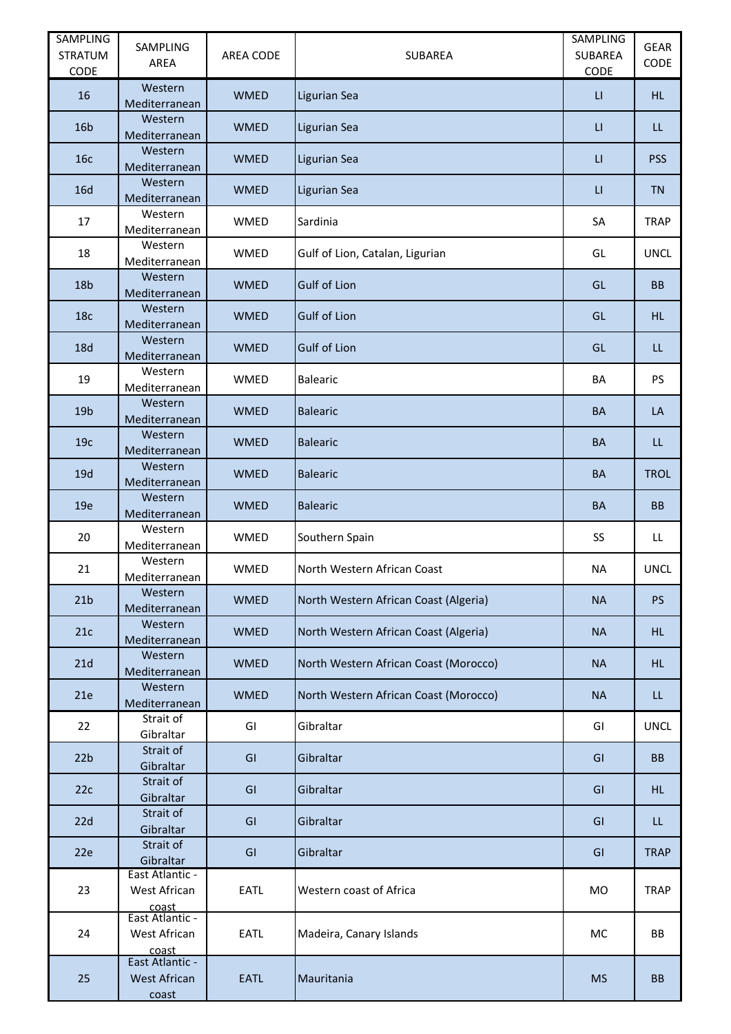| SAMPLING STRATUM CODE | SAMPLING AREA | AREA CODE | SUBAREA | SAMPLING SUBAREA CODE | GEAR CODE |
|---|---|---|---|---|---|
| 16 | Western Mediterranean | WMED | Ligurian Sea | LI | HL |
| 16b | Western Mediterranean | WMED | Ligurian Sea | LI | LL |
| 16c | Western Mediterranean | WMED | Ligurian Sea | LI | PSS |
| 16d | Western Mediterranean | WMED | Ligurian Sea | LI | TN |
| 17 | Western Mediterranean | WMED | Sardinia | SA | TRAP |
| 18 | Western Mediterranean | WMED | Gulf of Lion, Catalan, Ligurian | GL | UNCL |
| 18b | Western Mediterranean | WMED | Gulf of Lion | GL | BB |
| 18c | Western Mediterranean | WMED | Gulf of Lion | GL | HL |
| 18d | Western Mediterranean | WMED | Gulf of Lion | GL | LL |
| 19 | Western Mediterranean | WMED | Balearic | BA | PS |
| 19b | Western Mediterranean | WMED | Balearic | BA | LA |
| 19c | Western Mediterranean | WMED | Balearic | BA | LL |
| 19d | Western Mediterranean | WMED | Balearic | BA | TROL |
| 19e | Western Mediterranean | WMED | Balearic | BA | BB |
| 20 | Western Mediterranean | WMED | Southern Spain | SS | LL |
| 21 | Western Mediterranean | WMED | North Western African Coast | NA | UNCL |
| 21b | Western Mediterranean | WMED | North Western African Coast (Algeria) | NA | PS |
| 21c | Western Mediterranean | WMED | North Western African Coast (Algeria) | NA | HL |
| 21d | Western Mediterranean | WMED | North Western African Coast (Morocco) | NA | HL |
| 21e | Western Mediterranean | WMED | North Western African Coast (Morocco) | NA | LL |
| 22 | Strait of Gibraltar | GI | Gibraltar | GI | UNCL |
| 22b | Strait of Gibraltar | GI | Gibraltar | GI | BB |
| 22c | Strait of Gibraltar | GI | Gibraltar | GI | HL |
| 22d | Strait of Gibraltar | GI | Gibraltar | GI | LL |
| 22e | Strait of Gibraltar | GI | Gibraltar | GI | TRAP |
| 23 | East Atlantic - West African coast | EATL | Western coast of Africa | MO | TRAP |
| 24 | East Atlantic - West African coast | EATL | Madeira, Canary Islands | MC | BB |
| 25 | East Atlantic - West African coast | EATL | Mauritania | MS | BB |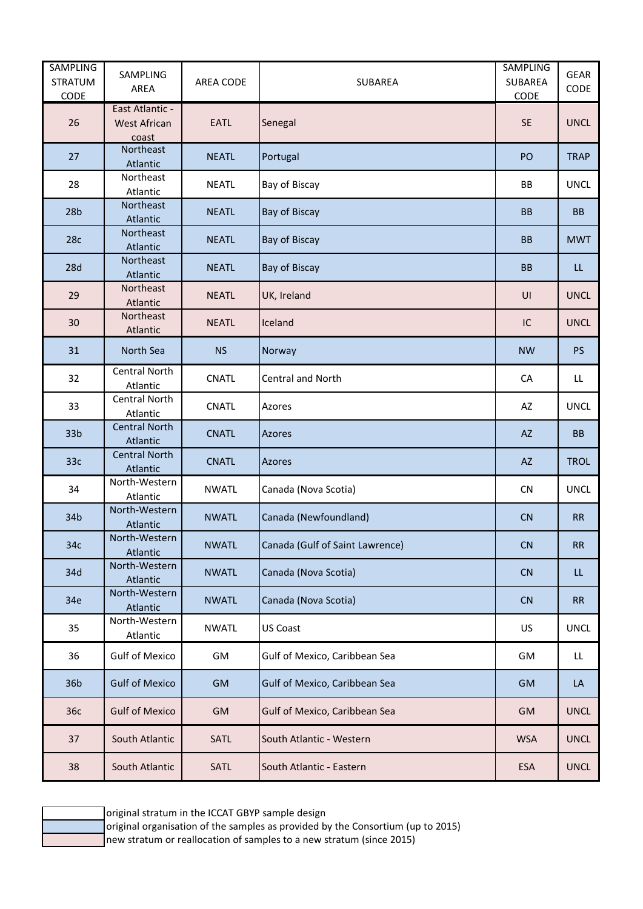| SAMPLING STRATUM CODE | SAMPLING AREA | AREA CODE | SUBAREA | SAMPLING SUBAREA CODE | GEAR CODE |
|---|---|---|---|---|---|
| 26 | East Atlantic - West African coast | EATL | Senegal | SE | UNCL |
| 27 | Northeast Atlantic | NEATL | Portugal | PO | TRAP |
| 28 | Northeast Atlantic | NEATL | Bay of Biscay | BB | UNCL |
| 28b | Northeast Atlantic | NEATL | Bay of Biscay | BB | BB |
| 28c | Northeast Atlantic | NEATL | Bay of Biscay | BB | MWT |
| 28d | Northeast Atlantic | NEATL | Bay of Biscay | BB | LL |
| 29 | Northeast Atlantic | NEATL | UK, Ireland | UI | UNCL |
| 30 | Northeast Atlantic | NEATL | Iceland | IC | UNCL |
| 31 | North Sea | NS | Norway | NW | PS |
| 32 | Central North Atlantic | CNATL | Central and North | CA | LL |
| 33 | Central North Atlantic | CNATL | Azores | AZ | UNCL |
| 33b | Central North Atlantic | CNATL | Azores | AZ | BB |
| 33c | Central North Atlantic | CNATL | Azores | AZ | TROL |
| 34 | North-Western Atlantic | NWATL | Canada (Nova Scotia) | CN | UNCL |
| 34b | North-Western Atlantic | NWATL | Canada (Newfoundland) | CN | RR |
| 34c | North-Western Atlantic | NWATL | Canada (Gulf of Saint Lawrence) | CN | RR |
| 34d | North-Western Atlantic | NWATL | Canada (Nova Scotia) | CN | LL |
| 34e | North-Western Atlantic | NWATL | Canada (Nova Scotia) | CN | RR |
| 35 | North-Western Atlantic | NWATL | US Coast | US | UNCL |
| 36 | Gulf of Mexico | GM | Gulf of Mexico, Caribbean Sea | GM | LL |
| 36b | Gulf of Mexico | GM | Gulf of Mexico, Caribbean Sea | GM | LA |
| 36c | Gulf of Mexico | GM | Gulf of Mexico, Caribbean Sea | GM | UNCL |
| 37 | South Atlantic | SATL | South Atlantic - Western | WSA | UNCL |
| 38 | South Atlantic | SATL | South Atlantic - Eastern | ESA | UNCL |

- (white) original stratum in the ICCAT GBYP sample design
- (blue) original organisation of the samples as provided by the Consortium (up to 2015)
- (pink) new stratum or reallocation of samples to a new stratum (since 2015)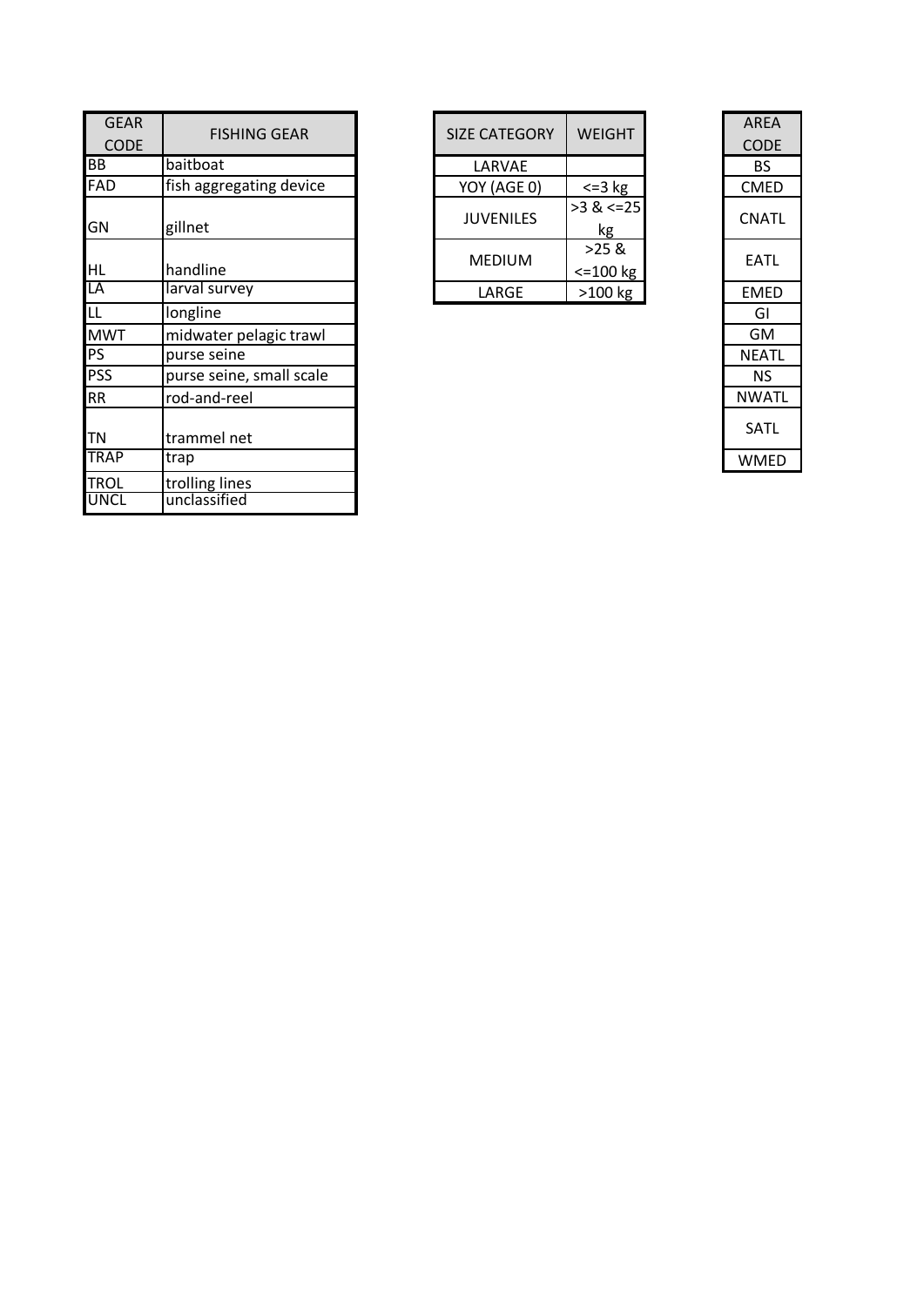| GEAR CODE | FISHING GEAR |
|---|---|
| BB | baitboat |
| FAD | fish aggregating device |
| GN | gillnet |
| HL | handline |
| LA | larval survey |
| LL | longline |
| MWT | midwater pelagic trawl |
| PS | purse seine |
| PSS | purse seine, small scale |
| RR | rod-and-reel |
| TN | trammel net |
| TRAP | trap |
| TROL | trolling lines |
| UNCL | unclassified |

| SIZE CATEGORY | WEIGHT |
|---|---|
| LARVAE | |
| YOY (AGE 0) | <=3 kg |
| JUVENILES | >3 & <=25 kg |
| MEDIUM | >25 & <=100 kg |
| LARGE | >100 kg |

| AREA CODE |
|---|
| BS |
| CMED |
| CNATL |
| EATL |
| EMED |
| GI |
| GM |
| NEATL |
| NS |
| NWATL |
| SATL |
| WMED |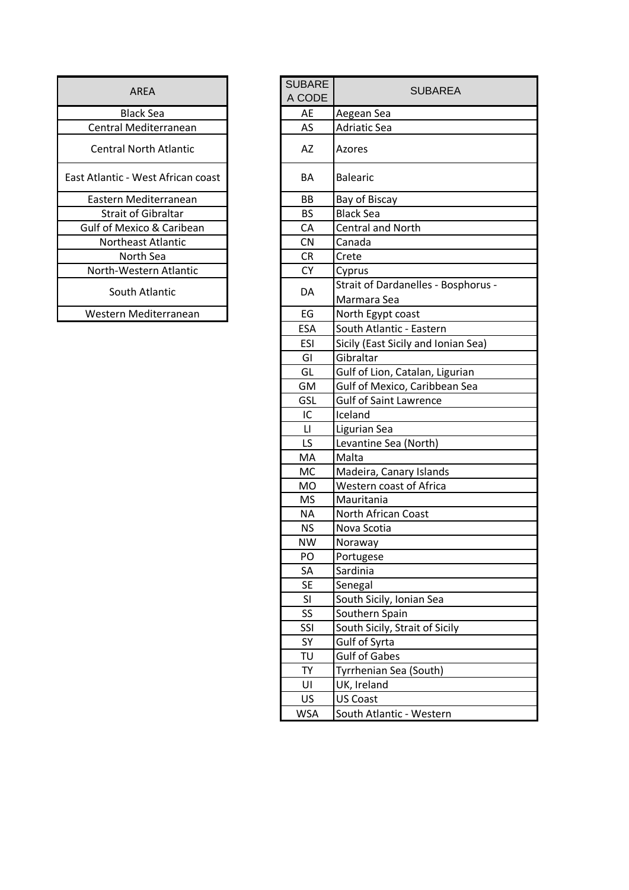| AREA |
|---|
| Black Sea |
| Central Mediterranean |
| Central North Atlantic |
| East Atlantic - West African coast |
| Eastern Mediterranean |
| Strait of Gibraltar |
| Gulf of Mexico & Caribean |
| Northeast Atlantic |
| North Sea |
| North-Western Atlantic |
| South Atlantic |
| Western Mediterranean |

| SUBAREA CODE | SUBAREA |
|---|---|
| AE | Aegean Sea |
| AS | Adriatic Sea |
| AZ | Azores |
| BA | Balearic |
| BB | Bay of Biscay |
| BS | Black Sea |
| CA | Central and North |
| CN | Canada |
| CR | Crete |
| CY | Cyprus |
| DA | Strait of Dardanelles - Bosphorus - Marmara Sea |
| EG | North Egypt coast |
| ESA | South Atlantic - Eastern |
| ESI | Sicily (East Sicily and Ionian Sea) |
| GI | Gibraltar |
| GL | Gulf of Lion, Catalan, Ligurian |
| GM | Gulf of Mexico, Caribbean Sea |
| GSL | Gulf of Saint Lawrence |
| IC | Iceland |
| LI | Ligurian Sea |
| LS | Levantine Sea (North) |
| MA | Malta |
| MC | Madeira, Canary Islands |
| MO | Western coast of Africa |
| MS | Mauritania |
| NA | North African Coast |
| NS | Nova Scotia |
| NW | Noraway |
| PO | Portugese |
| SA | Sardinia |
| SE | Senegal |
| SI | South Sicily, Ionian Sea |
| SS | Southern Spain |
| SSI | South Sicily, Strait of Sicily |
| SY | Gulf of Syrta |
| TU | Gulf of Gabes |
| TY | Tyrrhenian Sea (South) |
| UI | UK, Ireland |
| US | US Coast |
| WSA | South Atlantic - Western |